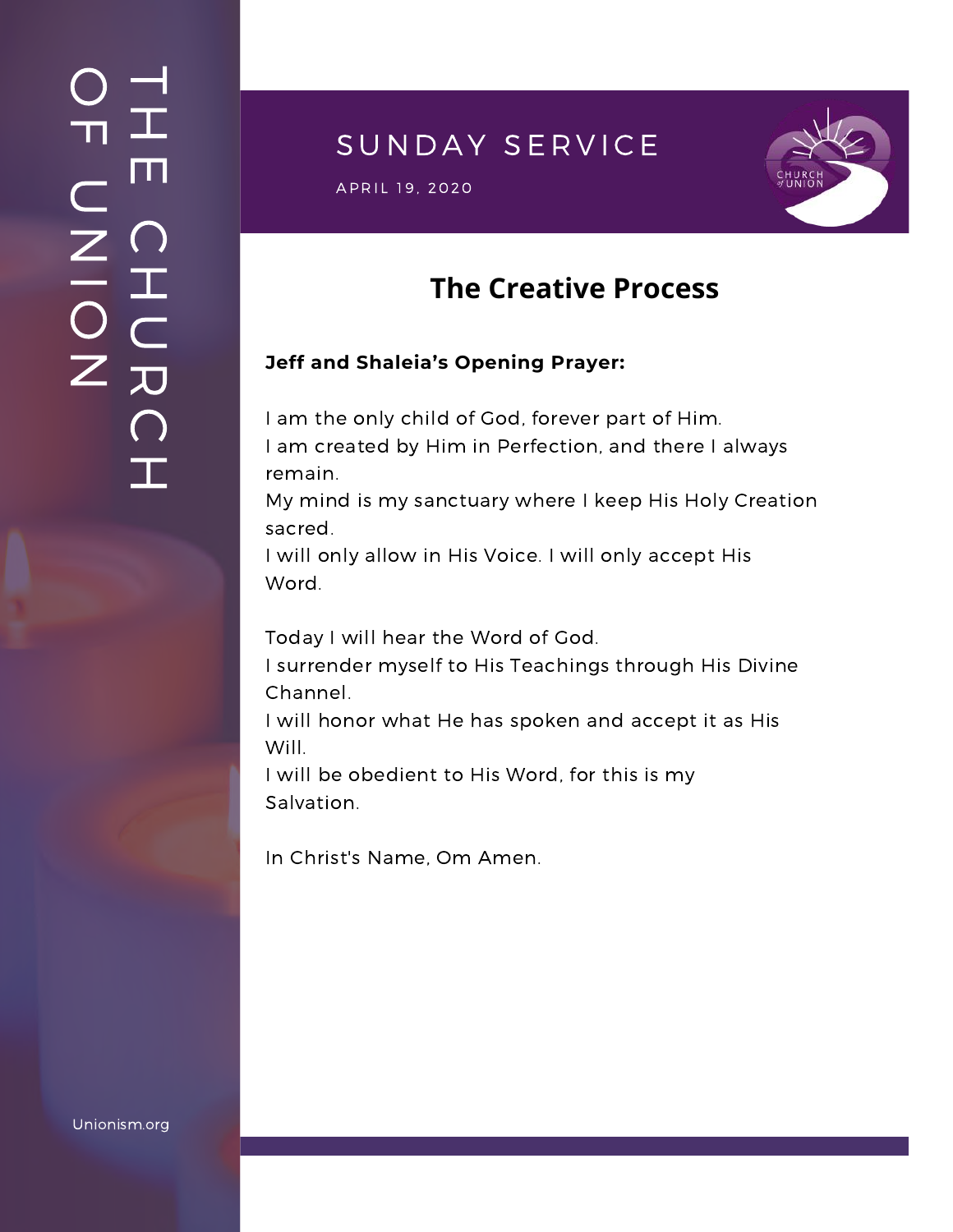# THE CHURCH OF UNION

## SUNDAY SERVICE

APRIL 19, 2020

## The Creative Process

**Jeff and Shaleia's Opening Prayer:**

I am the only child of God, forever part of Him.
I am created by Him in Perfection, and there I always remain.
My mind is my sanctuary where I keep His Holy Creation sacred.
I will only allow in His Voice. I will only accept His Word.

Today I will hear the Word of God.
I surrender myself to His Teachings through His Divine Channel.
I will honor what He has spoken and accept it as His Will.
I will be obedient to His Word, for this is my Salvation.

In Christ's Name, Om Amen.

Unionism.org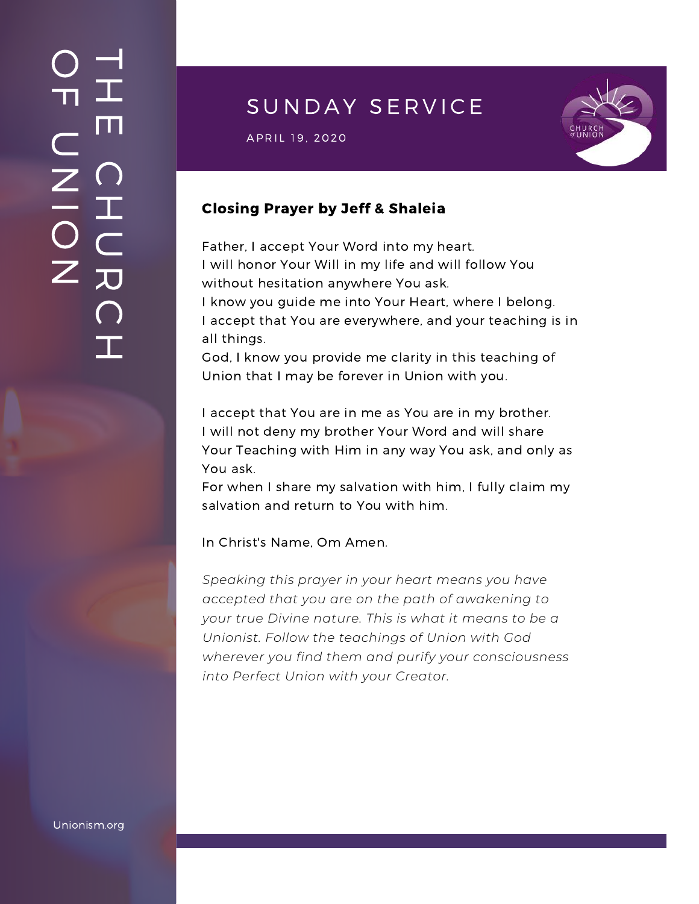# SUNDAY SERVICE

APRIL 19, 2020

**Closing Prayer by Jeff & Shaleia**

Father, I accept Your Word into my heart.
I will honor Your Will in my life and will follow You without hesitation anywhere You ask.
I know you guide me into Your Heart, where I belong.
I accept that You are everywhere, and your teaching is in all things.
God, I know you provide me clarity in this teaching of Union that I may be forever in Union with you.

I accept that You are in me as You are in my brother.
I will not deny my brother Your Word and will share Your Teaching with Him in any way You ask, and only as You ask.
For when I share my salvation with him, I fully claim my salvation and return to You with him.

In Christ's Name, Om Amen.

*Speaking this prayer in your heart means you have accepted that you are on the path of awakening to your true Divine nature. This is what it means to be a Unionist. Follow the teachings of Union with God wherever you find them and purify your consciousness into Perfect Union with your Creator.*